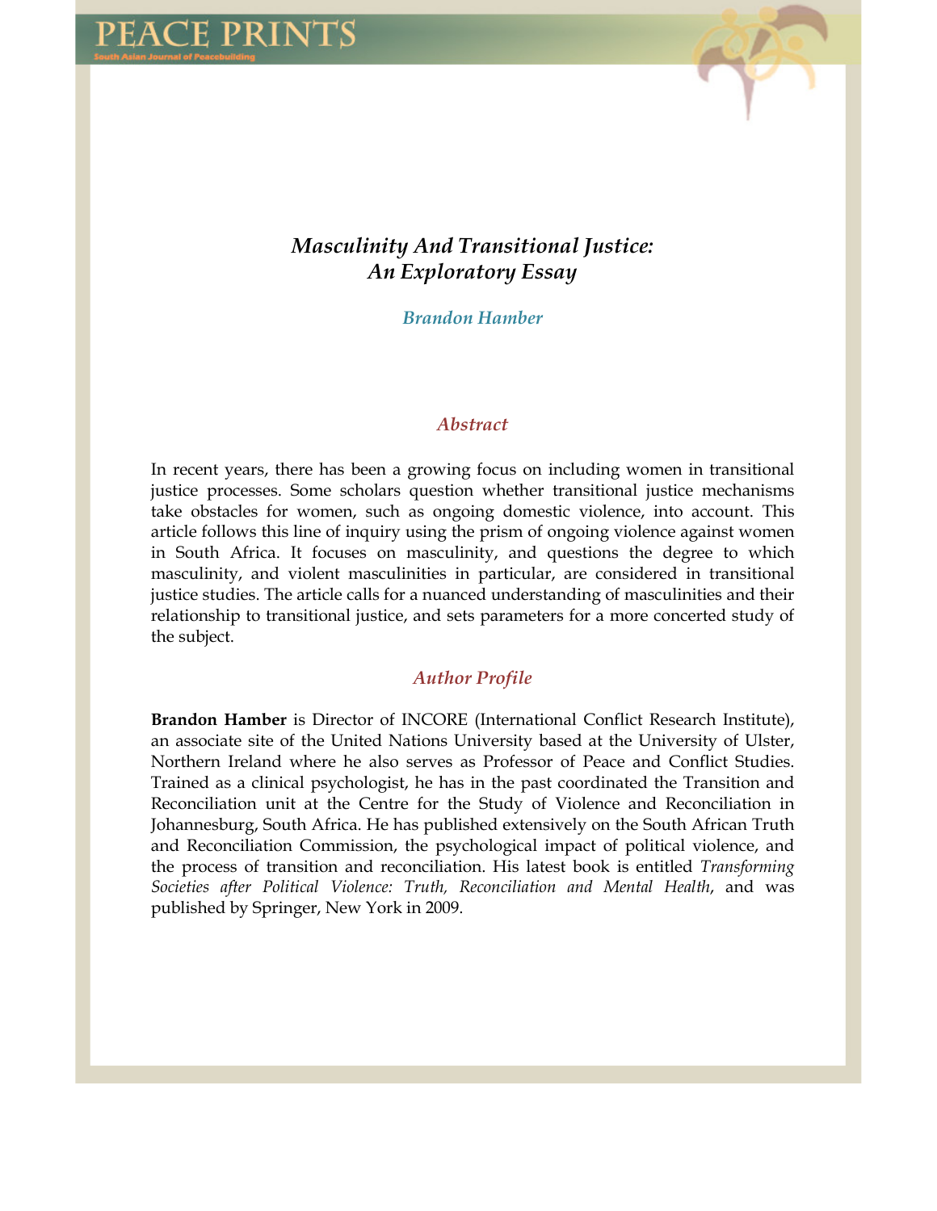# *Masculinity And Transitional Justice: An Exploratory Essay*

### *Brandon Hamber*

## *Abstract*

In recent years, there has been a growing focus on including women in transitional justice processes. Some scholars question whether transitional justice mechanisms take obstacles for women, such as ongoing domestic violence, into account. This article follows this line of inquiry using the prism of ongoing violence against women in South Africa. It focuses on masculinity, and questions the degree to which masculinity, and violent masculinities in particular, are considered in transitional justice studies. The article calls for a nuanced understanding of masculinities and their relationship to transitional justice, and sets parameters for a more concerted study of the subject.

## *Author Profile*

**Brandon Hamber** is Director of INCORE (International Conflict Research Institute), an associate site of the United Nations University based at the University of Ulster, Northern Ireland where he also serves as Professor of Peace and Conflict Studies. Trained as a clinical psychologist, he has in the past coordinated the Transition and Reconciliation unit at the Centre for the Study of Violence and Reconciliation in Johannesburg, South Africa. He has published extensively on the South African Truth and Reconciliation Commission, the psychological impact of political violence, and the process of transition and reconciliation. His latest book is entitled *Transforming Societies after Political Violence: Truth, Reconciliation and Mental Health*, and was published by Springer, New York in 2009.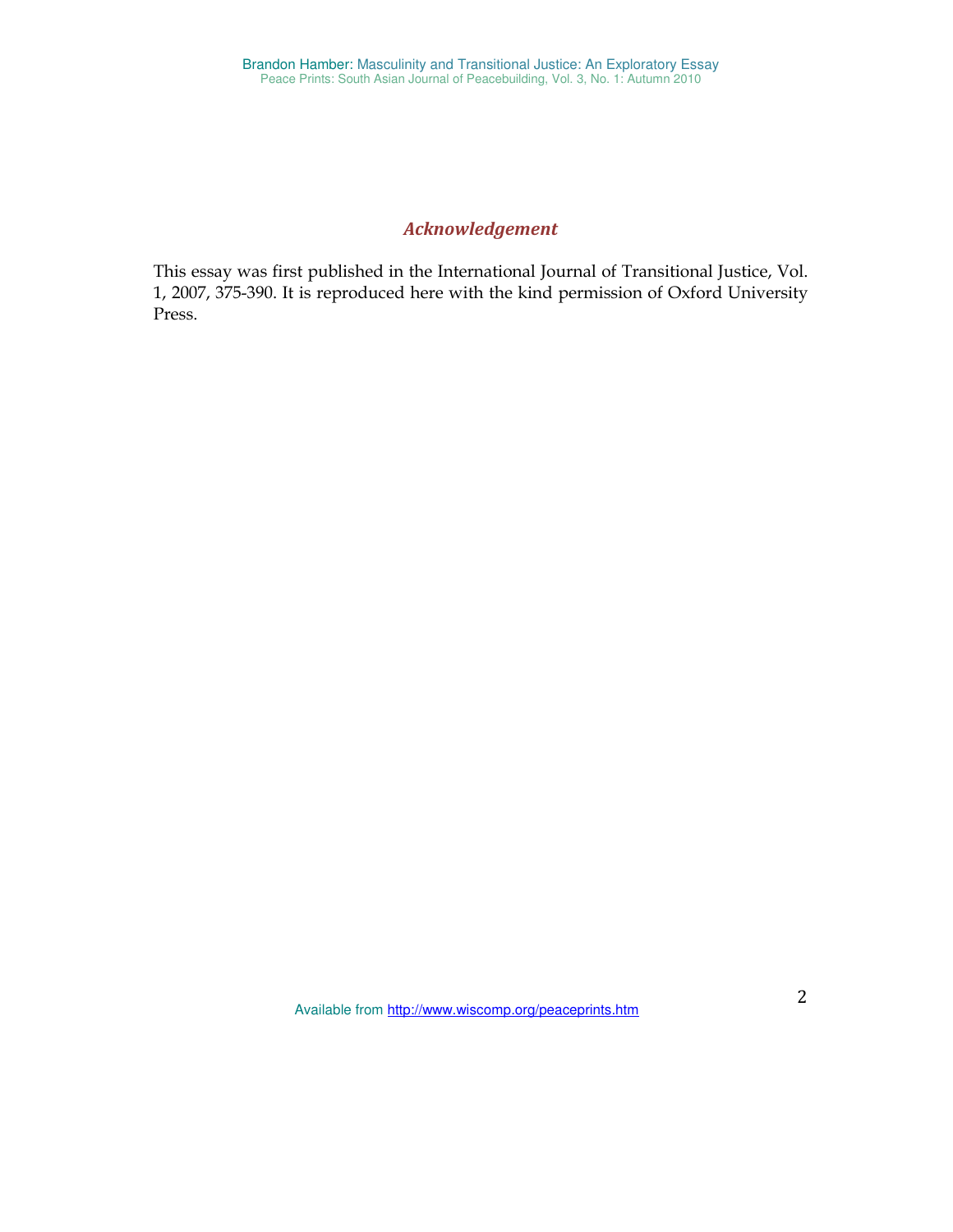## *Acknowledgement*

This essay was first published in the International Journal of Transitional Justice, Vol. 1, 2007, 375-390. It is reproduced here with the kind permission of Oxford University Press.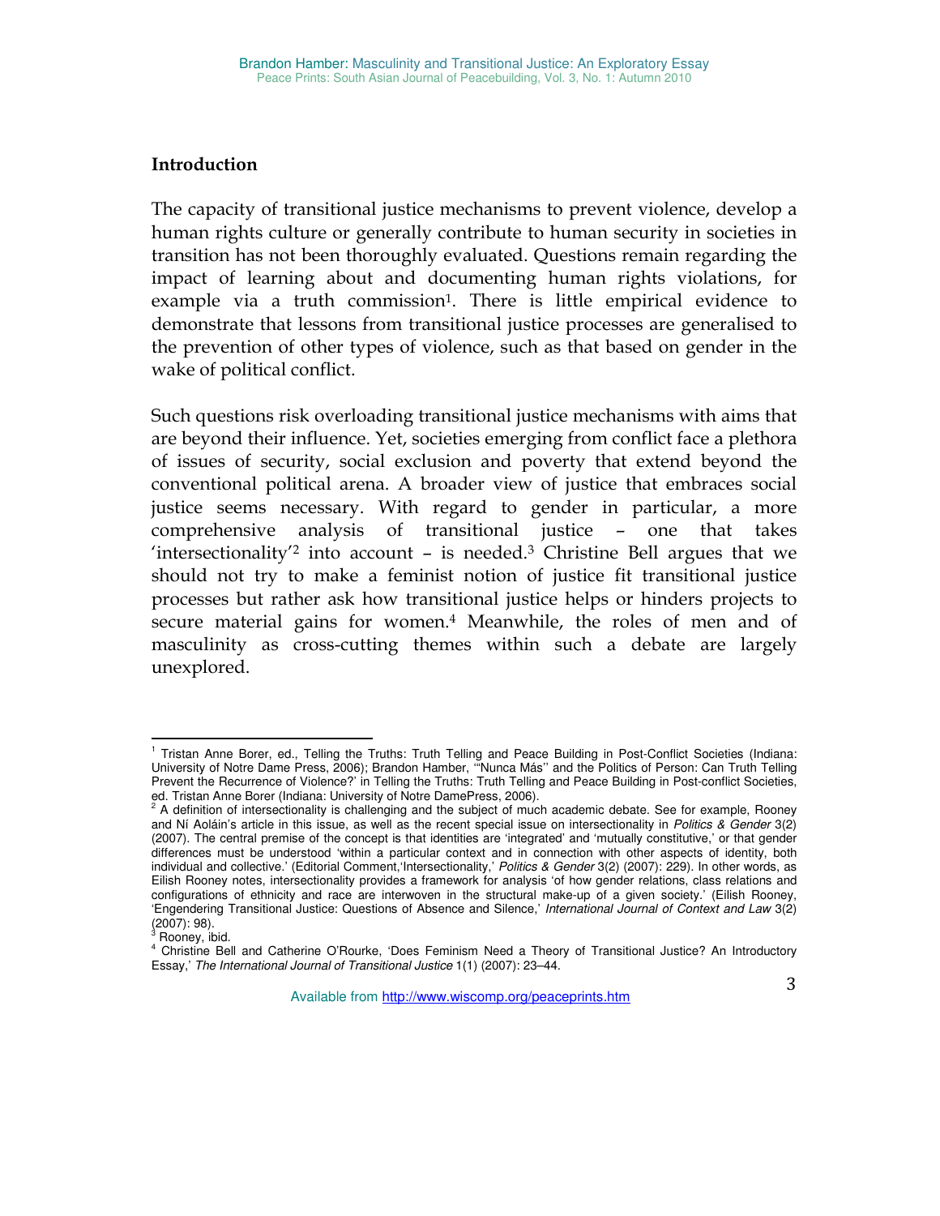## Introduction

The capacity of transitional justice mechanisms to prevent violence, develop a human rights culture or generally contribute to human security in societies in transition has not been thoroughly evaluated. Questions remain regarding the impact of learning about and documenting human rights violations, for example via a truth commission[1]. There is little empirical evidence to demonstrate that lessons from transitional justice processes are generalised to the prevention of other types of violence, such as that based on gender in the wake of political conflict.

Such questions risk overloading transitional justice mechanisms with aims that are beyond their influence. Yet, societies emerging from conflict face a plethora of issues of security, social exclusion and poverty that extend beyond the conventional political arena. A broader view of justice that embraces social justice seems necessary. With regard to gender in particular, a more comprehensive analysis of transitional justice – one that takes 'intersectionality'[2] into account – is needed.[3] Christine Bell argues that we should not try to make a feminist notion of justice fit transitional justice processes but rather ask how transitional justice helps or hinders projects to secure material gains for women.[4] Meanwhile, the roles of men and of masculinity as cross-cutting themes within such a debate are largely unexplored.

---

[1] Tristan Anne Borer, ed., Telling the Truths: Truth Telling and Peace Building in Post-Conflict Societies (Indiana: University of Notre Dame Press, 2006); Brandon Hamber, '"Nunca Más'' and the Politics of Person: Can Truth Telling Prevent the Recurrence of Violence?' in Telling the Truths: Truth Telling and Peace Building in Post-conflict Societies, ed. Tristan Anne Borer (Indiana: University of Notre DamePress, 2006).

[2] A definition of intersectionality is challenging and the subject of much academic debate. See for example, Rooney and Ní Aoláin's article in this issue, as well as the recent special issue on intersectionality in *Politics & Gender* 3(2) (2007). The central premise of the concept is that identities are 'integrated' and 'mutually constitutive,' or that gender differences must be understood 'within a particular context and in connection with other aspects of identity, both individual and collective.' (Editorial Comment,'Intersectionality,' *Politics & Gender* 3(2) (2007): 229). In other words, as Eilish Rooney notes, intersectionality provides a framework for analysis 'of how gender relations, class relations and configurations of ethnicity and race are interwoven in the structural make-up of a given society.' (Eilish Rooney, 'Engendering Transitional Justice: Questions of Absence and Silence,' *International Journal of Context and Law* 3(2) (2007): 98).

[3] Rooney, ibid.

[4] Christine Bell and Catherine O'Rourke, 'Does Feminism Need a Theory of Transitional Justice? An Introductory Essay,' *The International Journal of Transitional Justice* 1(1) (2007): 23–44.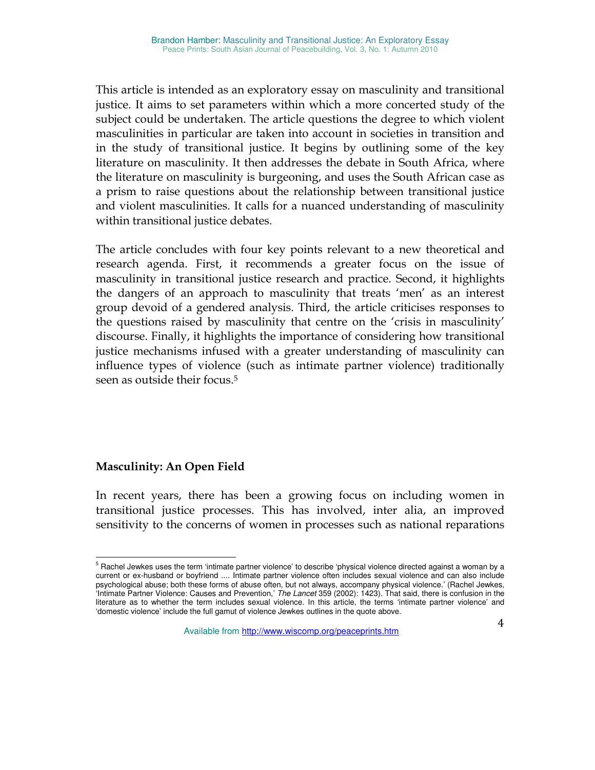This article is intended as an exploratory essay on masculinity and transitional justice. It aims to set parameters within which a more concerted study of the subject could be undertaken. The article questions the degree to which violent masculinities in particular are taken into account in societies in transition and in the study of transitional justice. It begins by outlining some of the key literature on masculinity. It then addresses the debate in South Africa, where the literature on masculinity is burgeoning, and uses the South African case as a prism to raise questions about the relationship between transitional justice and violent masculinities. It calls for a nuanced understanding of masculinity within transitional justice debates.

The article concludes with four key points relevant to a new theoretical and research agenda. First, it recommends a greater focus on the issue of masculinity in transitional justice research and practice. Second, it highlights the dangers of an approach to masculinity that treats 'men' as an interest group devoid of a gendered analysis. Third, the article criticises responses to the questions raised by masculinity that centre on the 'crisis in masculinity' discourse. Finally, it highlights the importance of considering how transitional justice mechanisms infused with a greater understanding of masculinity can influence types of violence (such as intimate partner violence) traditionally seen as outside their focus.[5]

## Masculinity: An Open Field

In recent years, there has been a growing focus on including women in transitional justice processes. This has involved, inter alia, an improved sensitivity to the concerns of women in processes such as national reparations

[5] Rachel Jewkes uses the term 'intimate partner violence' to describe 'physical violence directed against a woman by a current or ex-husband or boyfriend .... Intimate partner violence often includes sexual violence and can also include psychological abuse; both these forms of abuse often, but not always, accompany physical violence.' (Rachel Jewkes, 'Intimate Partner Violence: Causes and Prevention,' *The Lancet* 359 (2002): 1423). That said, there is confusion in the literature as to whether the term includes sexual violence. In this article, the terms 'intimate partner violence' and 'domestic violence' include the full gamut of violence Jewkes outlines in the quote above.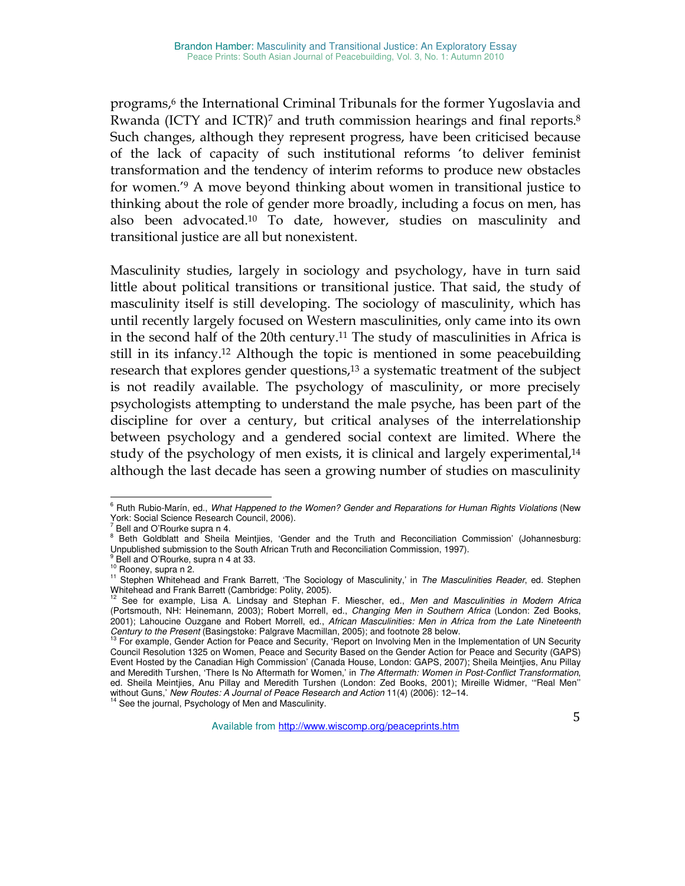programs,[6] the International Criminal Tribunals for the former Yugoslavia and Rwanda (ICTY and ICTR)[7] and truth commission hearings and final reports.[8] Such changes, although they represent progress, have been criticised because of the lack of capacity of such institutional reforms 'to deliver feminist transformation and the tendency of interim reforms to produce new obstacles for women.'[9] A move beyond thinking about women in transitional justice to thinking about the role of gender more broadly, including a focus on men, has also been advocated.[10] To date, however, studies on masculinity and transitional justice are all but nonexistent.

Masculinity studies, largely in sociology and psychology, have in turn said little about political transitions or transitional justice. That said, the study of masculinity itself is still developing. The sociology of masculinity, which has until recently largely focused on Western masculinities, only came into its own in the second half of the 20th century.[11] The study of masculinities in Africa is still in its infancy.[12] Although the topic is mentioned in some peacebuilding research that explores gender questions,[13] a systematic treatment of the subject is not readily available. The psychology of masculinity, or more precisely psychologists attempting to understand the male psyche, has been part of the discipline for over a century, but critical analyses of the interrelationship between psychology and a gendered social context are limited. Where the study of the psychology of men exists, it is clinical and largely experimental,[14] although the last decade has seen a growing number of studies on masculinity

---

[6] Ruth Rubio-Marín, ed., *What Happened to the Women? Gender and Reparations for Human Rights Violations* (New York: Social Science Research Council, 2006).

[7] Bell and O'Rourke supra n 4.

[8] Beth Goldblatt and Sheila Meintjies, 'Gender and the Truth and Reconciliation Commission' (Johannesburg: Unpublished submission to the South African Truth and Reconciliation Commission, 1997).

[9] Bell and O'Rourke, supra n 4 at 33.

[10] Rooney, supra n 2.

[11] Stephen Whitehead and Frank Barrett, 'The Sociology of Masculinity,' in *The Masculinities Reader*, ed. Stephen Whitehead and Frank Barrett (Cambridge: Polity, 2005).

[12] See for example, Lisa A. Lindsay and Stephan F. Miescher, ed., *Men and Masculinities in Modern Africa* (Portsmouth, NH: Heinemann, 2003); Robert Morrell, ed., *Changing Men in Southern Africa* (London: Zed Books, 2001); Lahoucine Ouzgane and Robert Morrell, ed., *African Masculinities: Men in Africa from the Late Nineteenth Century to the Present* (Basingstoke: Palgrave Macmillan, 2005); and footnote 28 below.

[13] For example, Gender Action for Peace and Security, 'Report on Involving Men in the Implementation of UN Security Council Resolution 1325 on Women, Peace and Security Based on the Gender Action for Peace and Security (GAPS) Event Hosted by the Canadian High Commission' (Canada House, London: GAPS, 2007); Sheila Meintjies, Anu Pillay and Meredith Turshen, 'There Is No Aftermath for Women,' in *The Aftermath: Women in Post-Conflict Transformation*, ed. Sheila Meintjies, Anu Pillay and Meredith Turshen (London: Zed Books, 2001); Mireille Widmer, '"Real Men" without Guns,' *New Routes: A Journal of Peace Research and Action* 11(4) (2006): 12–14.

[14] See the journal, Psychology of Men and Masculinity.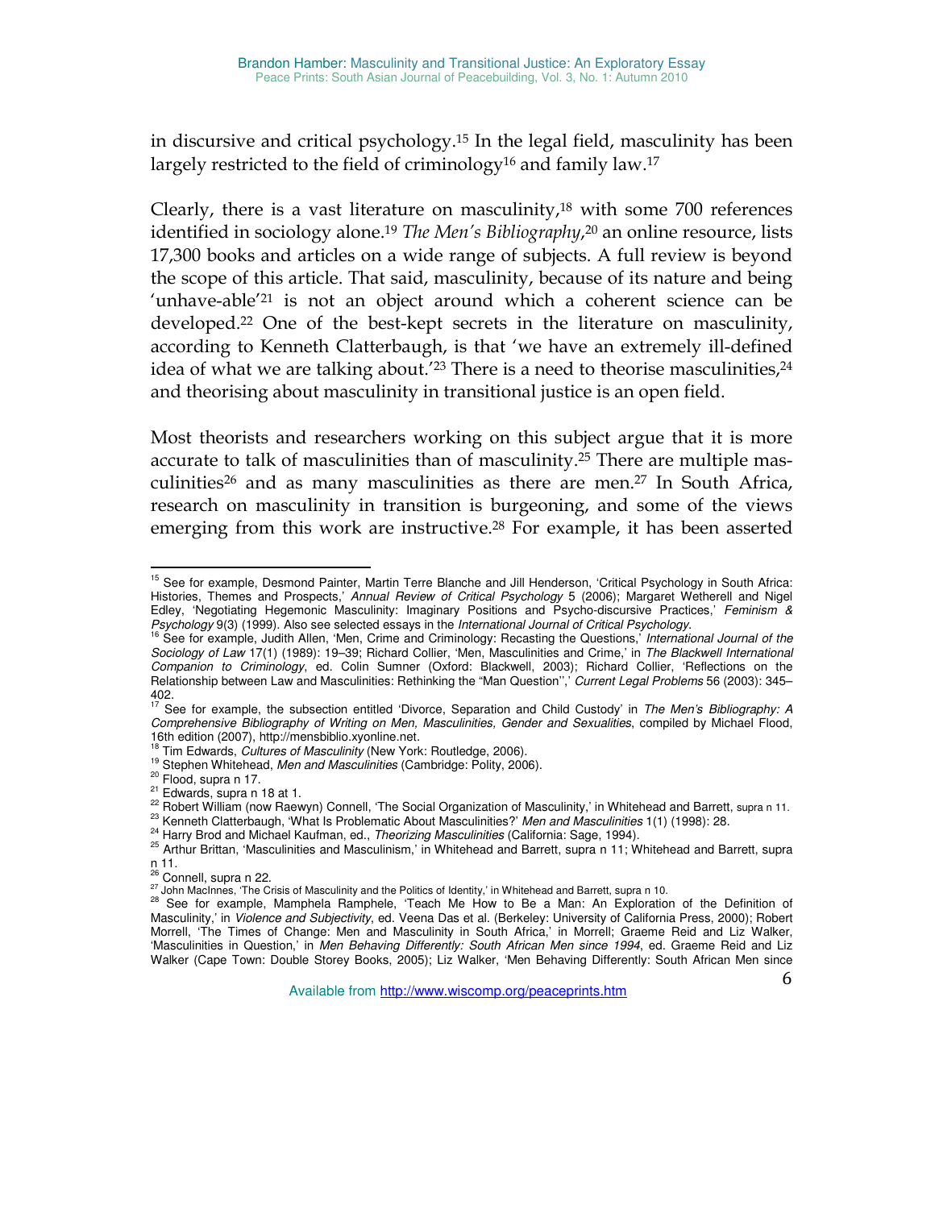in discursive and critical psychology.[15] In the legal field, masculinity has been largely restricted to the field of criminology[16] and family law.[17]

Clearly, there is a vast literature on masculinity,[18] with some 700 references identified in sociology alone.[19] *The Men's Bibliography*,[20] an online resource, lists 17,300 books and articles on a wide range of subjects. A full review is beyond the scope of this article. That said, masculinity, because of its nature and being 'unhave-able'[21] is not an object around which a coherent science can be developed.[22] One of the best-kept secrets in the literature on masculinity, according to Kenneth Clatterbaugh, is that 'we have an extremely ill-defined idea of what we are talking about.'[23] There is a need to theorise masculinities,[24] and theorising about masculinity in transitional justice is an open field.

Most theorists and researchers working on this subject argue that it is more accurate to talk of masculinities than of masculinity.[25] There are multiple masculinities[26] and as many masculinities as there are men.[27] In South Africa, research on masculinity in transition is burgeoning, and some of the views emerging from this work are instructive.[28] For example, it has been asserted

---

[15] See for example, Desmond Painter, Martin Terre Blanche and Jill Henderson, 'Critical Psychology in South Africa: Histories, Themes and Prospects,' *Annual Review of Critical Psychology* 5 (2006); Margaret Wetherell and Nigel Edley, 'Negotiating Hegemonic Masculinity: Imaginary Positions and Psycho-discursive Practices,' *Feminism & Psychology* 9(3) (1999). Also see selected essays in the *International Journal of Critical Psychology*.

[16] See for example, Judith Allen, 'Men, Crime and Criminology: Recasting the Questions,' *International Journal of the Sociology of Law* 17(1) (1989): 19–39; Richard Collier, 'Men, Masculinities and Crime,' in *The Blackwell International Companion to Criminology*, ed. Colin Sumner (Oxford: Blackwell, 2003); Richard Collier, 'Reflections on the Relationship between Law and Masculinities: Rethinking the "Man Question",' *Current Legal Problems* 56 (2003): 345–402.

[17] See for example, the subsection entitled 'Divorce, Separation and Child Custody' in *The Men's Bibliography: A Comprehensive Bibliography of Writing on Men, Masculinities, Gender and Sexualities*, compiled by Michael Flood, 16th edition (2007), http://mensbiblio.xyonline.net.

[18] Tim Edwards, *Cultures of Masculinity* (New York: Routledge, 2006).

[19] Stephen Whitehead, *Men and Masculinities* (Cambridge: Polity, 2006).

[20] Flood, supra n 17.

[21] Edwards, supra n 18 at 1.

[22] Robert William (now Raewyn) Connell, 'The Social Organization of Masculinity,' in Whitehead and Barrett, supra n 11.

[23] Kenneth Clatterbaugh, 'What Is Problematic About Masculinities?' *Men and Masculinities* 1(1) (1998): 28.

[24] Harry Brod and Michael Kaufman, ed., *Theorizing Masculinities* (California: Sage, 1994).

[25] Arthur Brittan, 'Masculinities and Masculinism,' in Whitehead and Barrett, supra n 11; Whitehead and Barrett, supra n 11.

[26] Connell, supra n 22.

[27] John MacInnes, 'The Crisis of Masculinity and the Politics of Identity,' in Whitehead and Barrett, supra n 10.

[28] See for example, Mamphela Ramphele, 'Teach Me How to Be a Man: An Exploration of the Definition of Masculinity,' in *Violence and Subjectivity*, ed. Veena Das et al. (Berkeley: University of California Press, 2000); Robert Morrell, 'The Times of Change: Men and Masculinity in South Africa,' in Morrell; Graeme Reid and Liz Walker, 'Masculinities in Question,' in *Men Behaving Differently: South African Men since 1994*, ed. Graeme Reid and Liz Walker (Cape Town: Double Storey Books, 2005); Liz Walker, 'Men Behaving Differently: South African Men since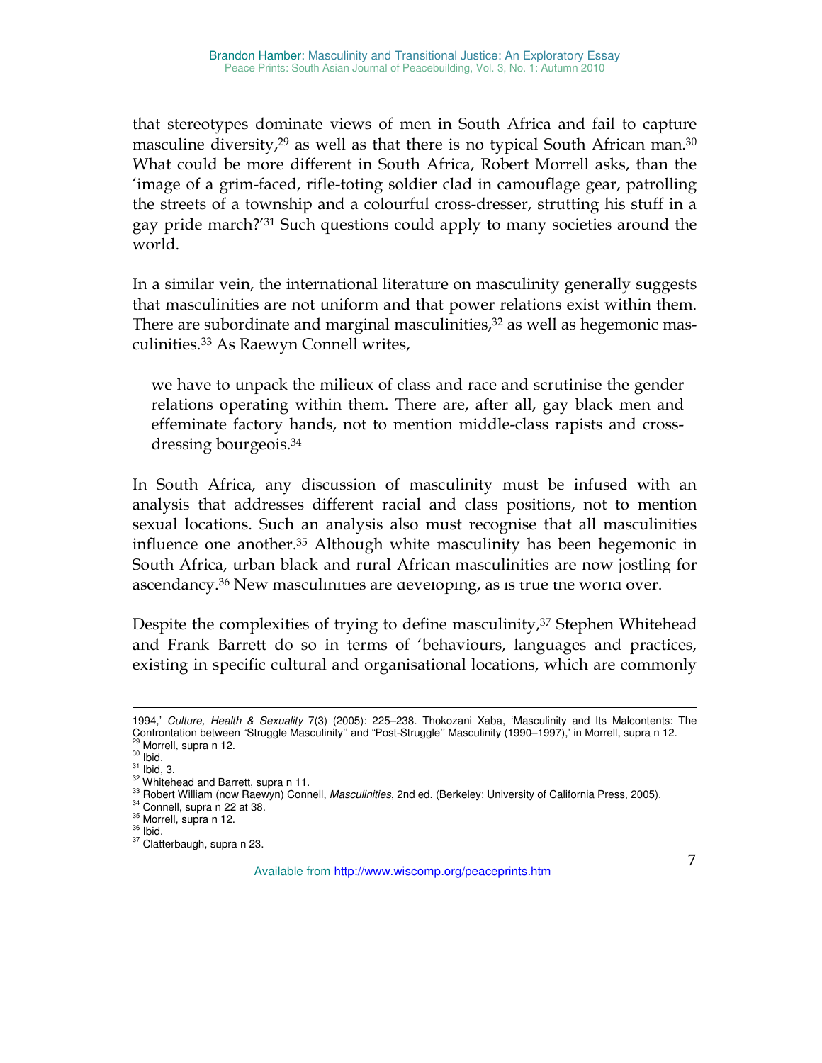that stereotypes dominate views of men in South Africa and fail to capture masculine diversity,[29] as well as that there is no typical South African man.[30] What could be more different in South Africa, Robert Morrell asks, than the 'image of a grim-faced, rifle-toting soldier clad in camouflage gear, patrolling the streets of a township and a colourful cross-dresser, strutting his stuff in a gay pride march?'[31] Such questions could apply to many societies around the world.

In a similar vein, the international literature on masculinity generally suggests that masculinities are not uniform and that power relations exist within them. There are subordinate and marginal masculinities,[32] as well as hegemonic masculinities.[33] As Raewyn Connell writes,

> we have to unpack the milieux of class and race and scrutinise the gender relations operating within them. There are, after all, gay black men and effeminate factory hands, not to mention middle-class rapists and cross-dressing bourgeois.[34]

In South Africa, any discussion of masculinity must be infused with an analysis that addresses different racial and class positions, not to mention sexual locations. Such an analysis also must recognise that all masculinities influence one another.[35] Although white masculinity has been hegemonic in South Africa, urban black and rural African masculinities are now jostling for ascendancy.[36] New masculinities are developing, as is true the world over.

Despite the complexities of trying to define masculinity,[37] Stephen Whitehead and Frank Barrett do so in terms of 'behaviours, languages and practices, existing in specific cultural and organisational locations, which are commonly

---

1994,' *Culture, Health & Sexuality* 7(3) (2005): 225–238. Thokozani Xaba, 'Masculinity and Its Malcontents: The Confrontation between "Struggle Masculinity" and "Post-Struggle" Masculinity (1990–1997),' in Morrell, supra n 12.

[29] Morrell, supra n 12.

[30] Ibid.

[31] Ibid, 3.

[32] Whitehead and Barrett, supra n 11.

[33] Robert William (now Raewyn) Connell, *Masculinities*, 2nd ed. (Berkeley: University of California Press, 2005).

[34] Connell, supra n 22 at 38.

[35] Morrell, supra n 12.

[36] Ibid.

[37] Clatterbaugh, supra n 23.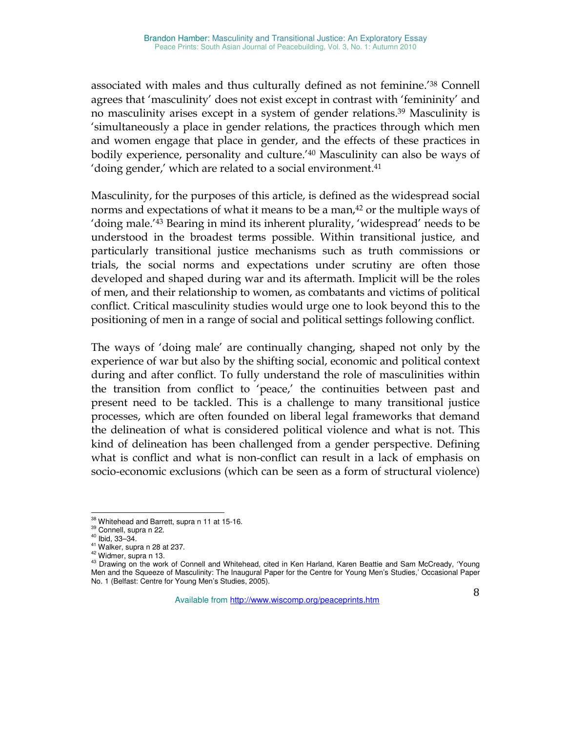associated with males and thus culturally defined as not feminine.'[38] Connell agrees that 'masculinity' does not exist except in contrast with 'femininity' and no masculinity arises except in a system of gender relations.[39] Masculinity is 'simultaneously a place in gender relations, the practices through which men and women engage that place in gender, and the effects of these practices in bodily experience, personality and culture.'[40] Masculinity can also be ways of 'doing gender,' which are related to a social environment.[41]

Masculinity, for the purposes of this article, is defined as the widespread social norms and expectations of what it means to be a man,[42] or the multiple ways of 'doing male.'[43] Bearing in mind its inherent plurality, 'widespread' needs to be understood in the broadest terms possible. Within transitional justice, and particularly transitional justice mechanisms such as truth commissions or trials, the social norms and expectations under scrutiny are often those developed and shaped during war and its aftermath. Implicit will be the roles of men, and their relationship to women, as combatants and victims of political conflict. Critical masculinity studies would urge one to look beyond this to the positioning of men in a range of social and political settings following conflict.

The ways of 'doing male' are continually changing, shaped not only by the experience of war but also by the shifting social, economic and political context during and after conflict. To fully understand the role of masculinities within the transition from conflict to 'peace,' the continuities between past and present need to be tackled. This is a challenge to many transitional justice processes, which are often founded on liberal legal frameworks that demand the delineation of what is considered political violence and what is not. This kind of delineation has been challenged from a gender perspective. Defining what is conflict and what is non-conflict can result in a lack of emphasis on socio-economic exclusions (which can be seen as a form of structural violence)

---

[38] Whitehead and Barrett, supra n 11 at 15-16.
[39] Connell, supra n 22.
[40] Ibid, 33–34.
[41] Walker, supra n 28 at 237.
[42] Widmer, supra n 13.
[43] Drawing on the work of Connell and Whitehead, cited in Ken Harland, Karen Beattie and Sam McCready, 'Young Men and the Squeeze of Masculinity: The Inaugural Paper for the Centre for Young Men's Studies,' Occasional Paper No. 1 (Belfast: Centre for Young Men's Studies, 2005).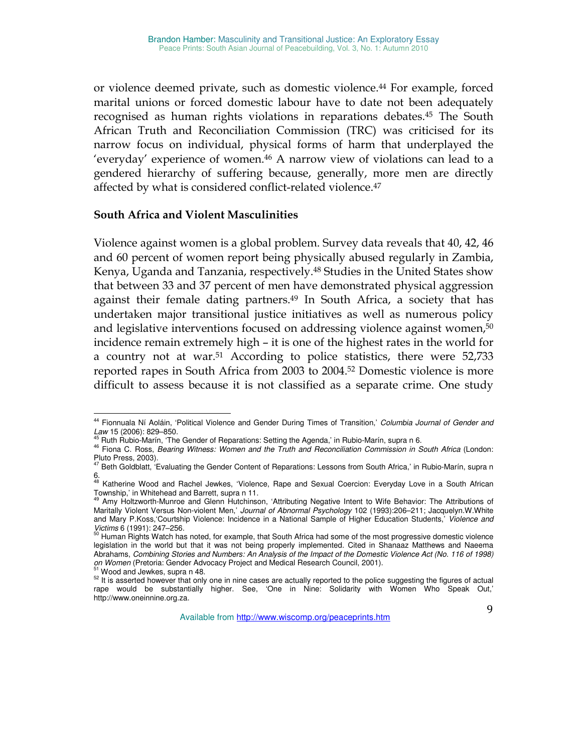or violence deemed private, such as domestic violence.[44] For example, forced marital unions or forced domestic labour have to date not been adequately recognised as human rights violations in reparations debates.[45] The South African Truth and Reconciliation Commission (TRC) was criticised for its narrow focus on individual, physical forms of harm that underplayed the 'everyday' experience of women.[46] A narrow view of violations can lead to a gendered hierarchy of suffering because, generally, more men are directly affected by what is considered conflict-related violence.[47]

**South Africa and Violent Masculinities**

Violence against women is a global problem. Survey data reveals that 40, 42, 46 and 60 percent of women report being physically abused regularly in Zambia, Kenya, Uganda and Tanzania, respectively.[48] Studies in the United States show that between 33 and 37 percent of men have demonstrated physical aggression against their female dating partners.[49] In South Africa, a society that has undertaken major transitional justice initiatives as well as numerous policy and legislative interventions focused on addressing violence against women,[50] incidence remain extremely high – it is one of the highest rates in the world for a country not at war.[51] According to police statistics, there were 52,733 reported rapes in South Africa from 2003 to 2004.[52] Domestic violence is more difficult to assess because it is not classified as a separate crime. One study

---

[44] Fionnuala Ní Aoláin, 'Political Violence and Gender During Times of Transition,' *Columbia Journal of Gender and Law* 15 (2006): 829–850.

[45] Ruth Rubio-Marín, 'The Gender of Reparations: Setting the Agenda,' in Rubio-Marín, supra n 6.

[46] Fiona C. Ross, *Bearing Witness: Women and the Truth and Reconciliation Commission in South Africa* (London: Pluto Press, 2003).

[47] Beth Goldblatt, 'Evaluating the Gender Content of Reparations: Lessons from South Africa,' in Rubio-Marín, supra n 6.

[48] Katherine Wood and Rachel Jewkes, 'Violence, Rape and Sexual Coercion: Everyday Love in a South African Township,' in Whitehead and Barrett, supra n 11.

[49] Amy Holtzworth-Munroe and Glenn Hutchinson, 'Attributing Negative Intent to Wife Behavior: The Attributions of Maritally Violent Versus Non-violent Men,' *Journal of Abnormal Psychology* 102 (1993):206–211; Jacquelyn.W.White and Mary P.Koss,'Courtship Violence: Incidence in a National Sample of Higher Education Students,' *Violence and Victims* 6 (1991): 247–256.

[50] Human Rights Watch has noted, for example, that South Africa had some of the most progressive domestic violence legislation in the world but that it was not being properly implemented. Cited in Shanaaz Matthews and Naeema Abrahams, *Combining Stories and Numbers: An Analysis of the Impact of the Domestic Violence Act (No. 116 of 1998) on Women* (Pretoria: Gender Advocacy Project and Medical Research Council, 2001).

[51] Wood and Jewkes, supra n 48.

[52] It is asserted however that only one in nine cases are actually reported to the police suggesting the figures of actual rape would be substantially higher. See, 'One in Nine: Solidarity with Women Who Speak Out,' http://www.oneinnine.org.za.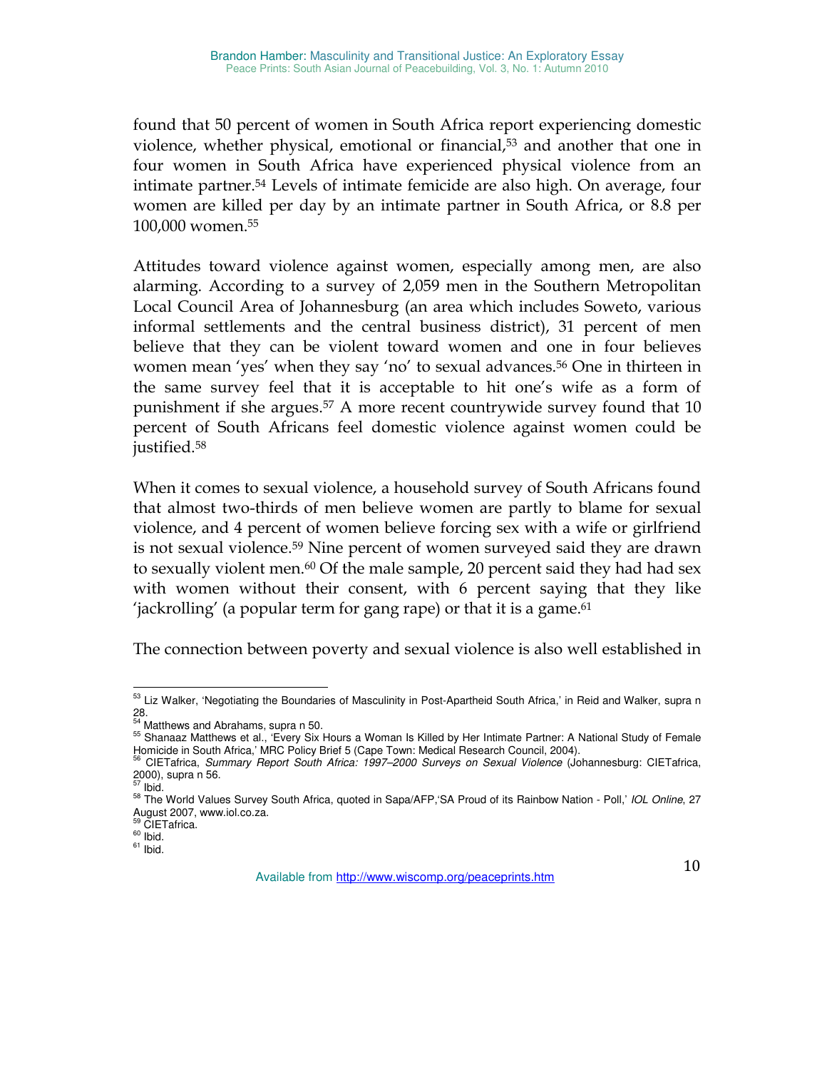found that 50 percent of women in South Africa report experiencing domestic violence, whether physical, emotional or financial,[53] and another that one in four women in South Africa have experienced physical violence from an intimate partner.[54] Levels of intimate femicide are also high. On average, four women are killed per day by an intimate partner in South Africa, or 8.8 per 100,000 women.[55]

Attitudes toward violence against women, especially among men, are also alarming. According to a survey of 2,059 men in the Southern Metropolitan Local Council Area of Johannesburg (an area which includes Soweto, various informal settlements and the central business district), 31 percent of men believe that they can be violent toward women and one in four believes women mean 'yes' when they say 'no' to sexual advances.[56] One in thirteen in the same survey feel that it is acceptable to hit one's wife as a form of punishment if she argues.[57] A more recent countrywide survey found that 10 percent of South Africans feel domestic violence against women could be justified.[58]

When it comes to sexual violence, a household survey of South Africans found that almost two-thirds of men believe women are partly to blame for sexual violence, and 4 percent of women believe forcing sex with a wife or girlfriend is not sexual violence.[59] Nine percent of women surveyed said they are drawn to sexually violent men.[60] Of the male sample, 20 percent said they had had sex with women without their consent, with 6 percent saying that they like 'jackrolling' (a popular term for gang rape) or that it is a game.[61]

The connection between poverty and sexual violence is also well established in

---

[53] Liz Walker, 'Negotiating the Boundaries of Masculinity in Post-Apartheid South Africa,' in Reid and Walker, supra n 28.

[54] Matthews and Abrahams, supra n 50.

[55] Shanaaz Matthews et al., 'Every Six Hours a Woman Is Killed by Her Intimate Partner: A National Study of Female Homicide in South Africa,' MRC Policy Brief 5 (Cape Town: Medical Research Council, 2004).

[56] CIETafrica, *Summary Report South Africa: 1997–2000 Surveys on Sexual Violence* (Johannesburg: CIETafrica, 2000), supra n 56.

[57] Ibid.

[58] The World Values Survey South Africa, quoted in Sapa/AFP,'SA Proud of its Rainbow Nation - Poll,' *IOL Online*, 27 August 2007, www.iol.co.za.

[59] CIETafrica.

[60] Ibid.

[61] Ibid.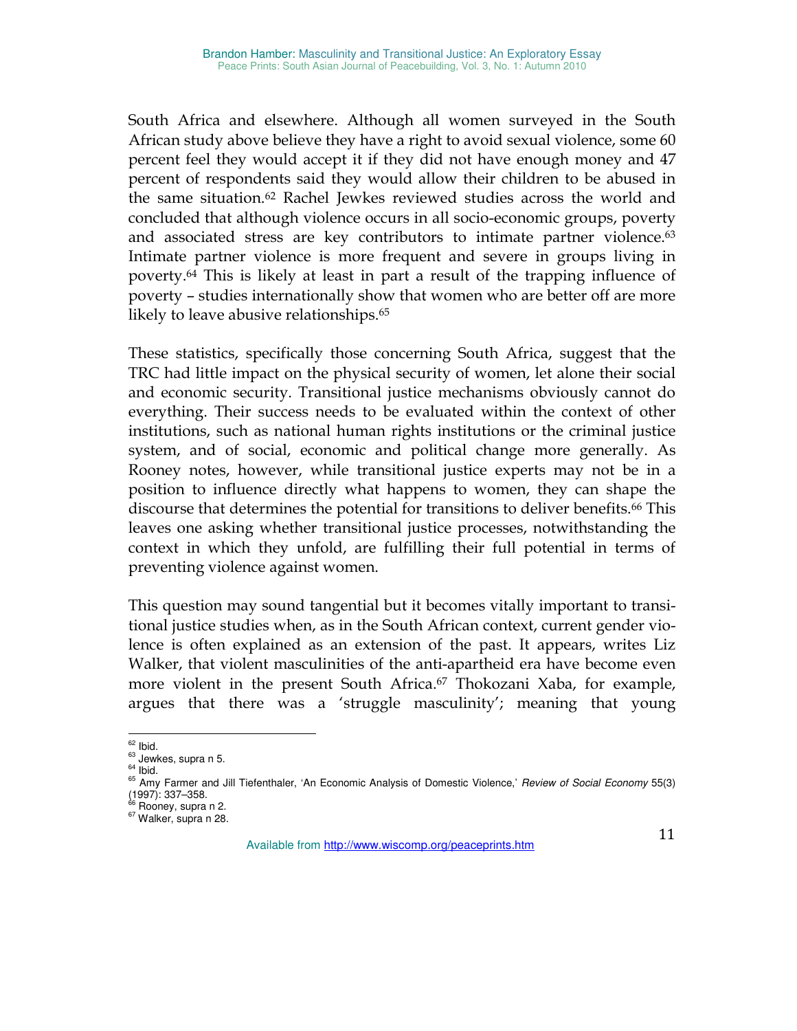South Africa and elsewhere. Although all women surveyed in the South African study above believe they have a right to avoid sexual violence, some 60 percent feel they would accept it if they did not have enough money and 47 percent of respondents said they would allow their children to be abused in the same situation.[62] Rachel Jewkes reviewed studies across the world and concluded that although violence occurs in all socio-economic groups, poverty and associated stress are key contributors to intimate partner violence.[63] Intimate partner violence is more frequent and severe in groups living in poverty.[64] This is likely at least in part a result of the trapping influence of poverty – studies internationally show that women who are better off are more likely to leave abusive relationships.[65]

These statistics, specifically those concerning South Africa, suggest that the TRC had little impact on the physical security of women, let alone their social and economic security. Transitional justice mechanisms obviously cannot do everything. Their success needs to be evaluated within the context of other institutions, such as national human rights institutions or the criminal justice system, and of social, economic and political change more generally. As Rooney notes, however, while transitional justice experts may not be in a position to influence directly what happens to women, they can shape the discourse that determines the potential for transitions to deliver benefits.[66] This leaves one asking whether transitional justice processes, notwithstanding the context in which they unfold, are fulfilling their full potential in terms of preventing violence against women.

This question may sound tangential but it becomes vitally important to transitional justice studies when, as in the South African context, current gender violence is often explained as an extension of the past. It appears, writes Liz Walker, that violent masculinities of the anti-apartheid era have become even more violent in the present South Africa.[67] Thokozani Xaba, for example, argues that there was a 'struggle masculinity'; meaning that young

---

[62] Ibid.

[63] Jewkes, supra n 5.

[64] Ibid.

[65] Amy Farmer and Jill Tiefenthaler, 'An Economic Analysis of Domestic Violence,' *Review of Social Economy* 55(3) (1997): 337–358.

[66] Rooney, supra n 2.

[67] Walker, supra n 28.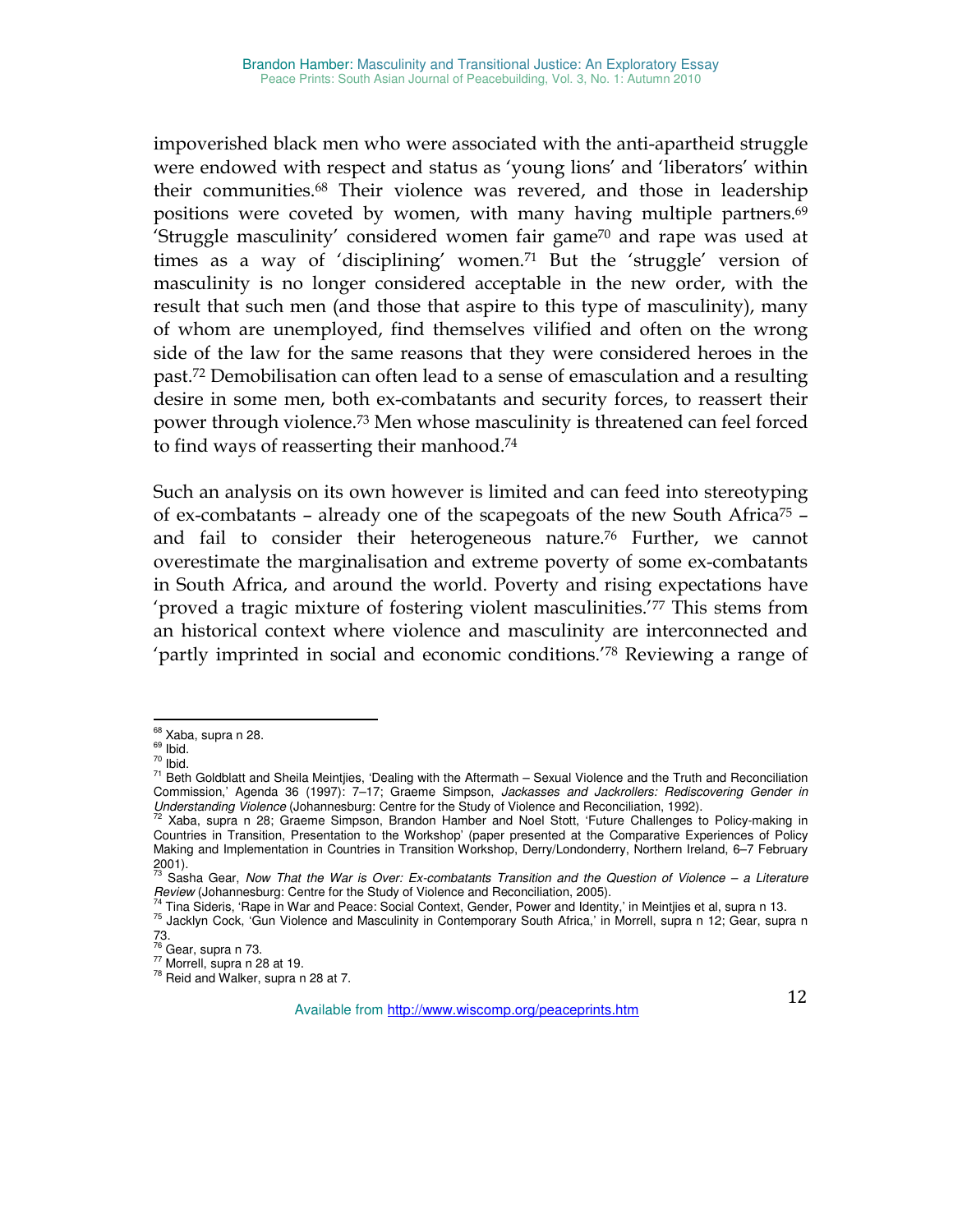impoverished black men who were associated with the anti-apartheid struggle were endowed with respect and status as 'young lions' and 'liberators' within their communities.[68] Their violence was revered, and those in leadership positions were coveted by women, with many having multiple partners.[69] 'Struggle masculinity' considered women fair game[70] and rape was used at times as a way of 'disciplining' women.[71] But the 'struggle' version of masculinity is no longer considered acceptable in the new order, with the result that such men (and those that aspire to this type of masculinity), many of whom are unemployed, find themselves vilified and often on the wrong side of the law for the same reasons that they were considered heroes in the past.[72] Demobilisation can often lead to a sense of emasculation and a resulting desire in some men, both ex-combatants and security forces, to reassert their power through violence.[73] Men whose masculinity is threatened can feel forced to find ways of reasserting their manhood.[74]

Such an analysis on its own however is limited and can feed into stereotyping of ex-combatants – already one of the scapegoats of the new South Africa[75] – and fail to consider their heterogeneous nature.[76] Further, we cannot overestimate the marginalisation and extreme poverty of some ex-combatants in South Africa, and around the world. Poverty and rising expectations have 'proved a tragic mixture of fostering violent masculinities.'[77] This stems from an historical context where violence and masculinity are interconnected and 'partly imprinted in social and economic conditions.'[78] Reviewing a range of

---

[68] Xaba, supra n 28.

[69] Ibid.

[70] Ibid.

[71] Beth Goldblatt and Sheila Meintjies, 'Dealing with the Aftermath – Sexual Violence and the Truth and Reconciliation Commission,' Agenda 36 (1997): 7–17; Graeme Simpson, *Jackasses and Jackrollers: Rediscovering Gender in Understanding Violence* (Johannesburg: Centre for the Study of Violence and Reconciliation, 1992).

[72] Xaba, supra n 28; Graeme Simpson, Brandon Hamber and Noel Stott, 'Future Challenges to Policy-making in Countries in Transition, Presentation to the Workshop' (paper presented at the Comparative Experiences of Policy Making and Implementation in Countries in Transition Workshop, Derry/Londonderry, Northern Ireland, 6–7 February 2001).

[73] Sasha Gear, *Now That the War is Over: Ex-combatants Transition and the Question of Violence – a Literature Review* (Johannesburg: Centre for the Study of Violence and Reconciliation, 2005).

[74] Tina Sideris, 'Rape in War and Peace: Social Context, Gender, Power and Identity,' in Meintjies et al, supra n 13.

[75] Jacklyn Cock, 'Gun Violence and Masculinity in Contemporary South Africa,' in Morrell, supra n 12; Gear, supra n 73.

[76] Gear, supra n 73.

[77] Morrell, supra n 28 at 19.

[78] Reid and Walker, supra n 28 at 7.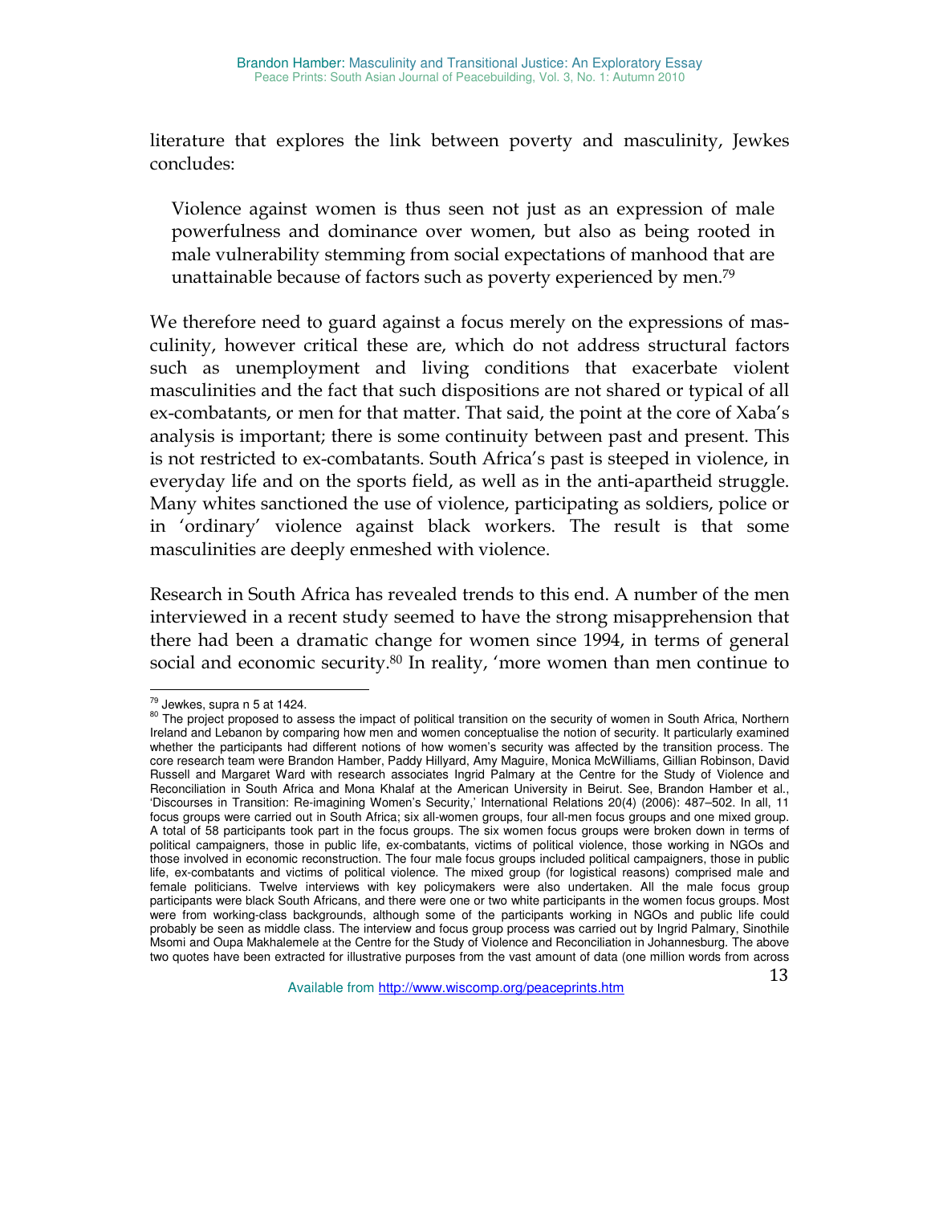literature that explores the link between poverty and masculinity, Jewkes concludes:

> Violence against women is thus seen not just as an expression of male powerfulness and dominance over women, but also as being rooted in male vulnerability stemming from social expectations of manhood that are unattainable because of factors such as poverty experienced by men.[79]

We therefore need to guard against a focus merely on the expressions of masculinity, however critical these are, which do not address structural factors such as unemployment and living conditions that exacerbate violent masculinities and the fact that such dispositions are not shared or typical of all ex-combatants, or men for that matter. That said, the point at the core of Xaba's analysis is important; there is some continuity between past and present. This is not restricted to ex-combatants. South Africa's past is steeped in violence, in everyday life and on the sports field, as well as in the anti-apartheid struggle. Many whites sanctioned the use of violence, participating as soldiers, police or in 'ordinary' violence against black workers. The result is that some masculinities are deeply enmeshed with violence.

Research in South Africa has revealed trends to this end. A number of the men interviewed in a recent study seemed to have the strong misapprehension that there had been a dramatic change for women since 1994, in terms of general social and economic security.[80] In reality, 'more women than men continue to

---

[79] Jewkes, supra n 5 at 1424.

[80] The project proposed to assess the impact of political transition on the security of women in South Africa, Northern Ireland and Lebanon by comparing how men and women conceptualise the notion of security. It particularly examined whether the participants had different notions of how women's security was affected by the transition process. The core research team were Brandon Hamber, Paddy Hillyard, Amy Maguire, Monica McWilliams, Gillian Robinson, David Russell and Margaret Ward with research associates Ingrid Palmary at the Centre for the Study of Violence and Reconciliation in South Africa and Mona Khalaf at the American University in Beirut. See, Brandon Hamber et al., 'Discourses in Transition: Re-imagining Women's Security,' International Relations 20(4) (2006): 487–502. In all, 11 focus groups were carried out in South Africa; six all-women groups, four all-men focus groups and one mixed group. A total of 58 participants took part in the focus groups. The six women focus groups were broken down in terms of political campaigners, those in public life, ex-combatants, victims of political violence, those working in NGOs and those involved in economic reconstruction. The four male focus groups included political campaigners, those in public life, ex-combatants and victims of political violence. The mixed group (for logistical reasons) comprised male and female politicians. Twelve interviews with key policymakers were also undertaken. All the male focus group participants were black South Africans, and there were one or two white participants in the women focus groups. Most were from working-class backgrounds, although some of the participants working in NGOs and public life could probably be seen as middle class. The interview and focus group process was carried out by Ingrid Palmary, Sinothile Msomi and Oupa Makhalemele at the Centre for the Study of Violence and Reconciliation in Johannesburg. The above two quotes have been extracted for illustrative purposes from the vast amount of data (one million words from across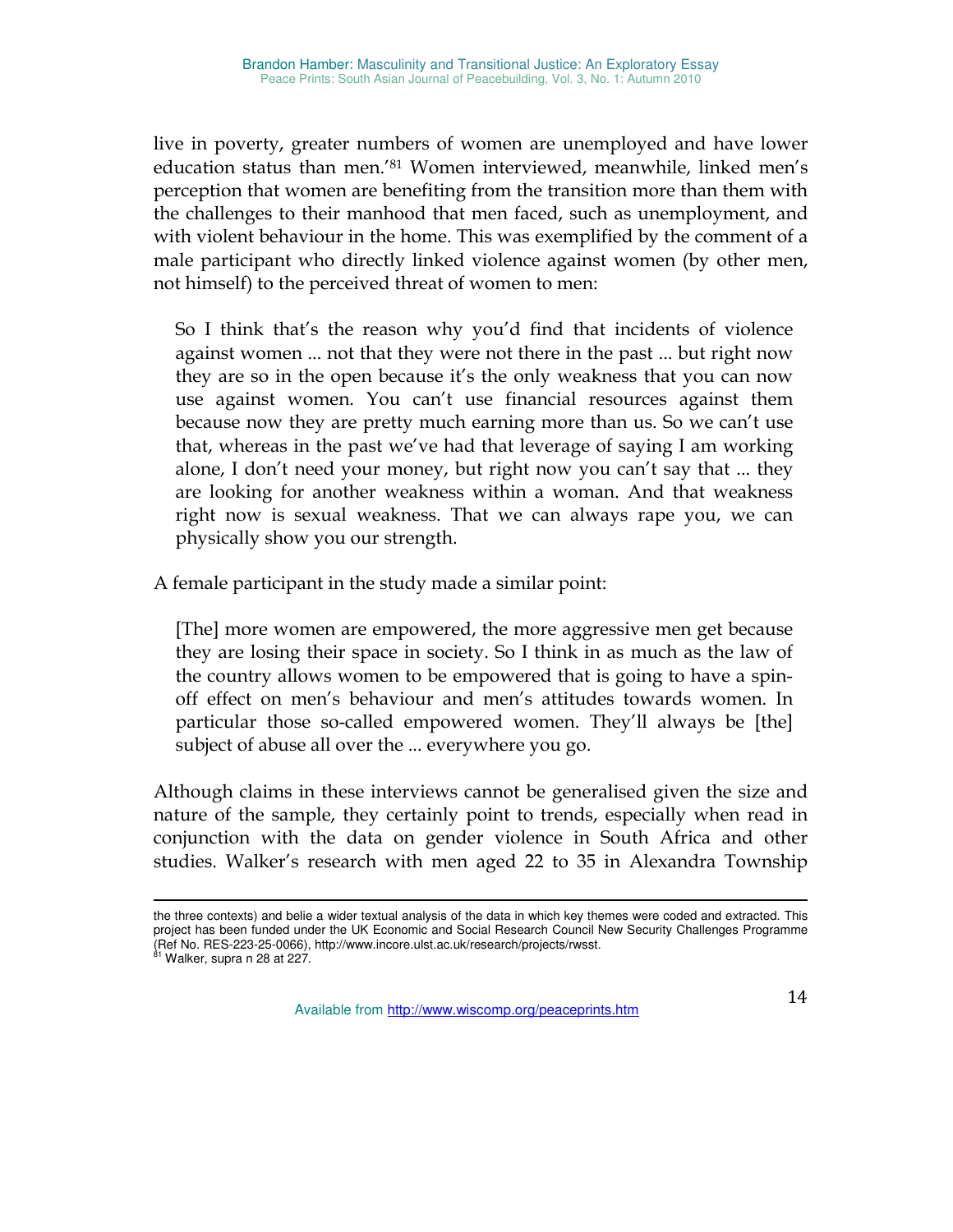live in poverty, greater numbers of women are unemployed and have lower education status than men.'[81] Women interviewed, meanwhile, linked men's perception that women are benefiting from the transition more than them with the challenges to their manhood that men faced, such as unemployment, and with violent behaviour in the home. This was exemplified by the comment of a male participant who directly linked violence against women (by other men, not himself) to the perceived threat of women to men:

> So I think that's the reason why you'd find that incidents of violence against women ... not that they were not there in the past ... but right now they are so in the open because it's the only weakness that you can now use against women. You can't use financial resources against them because now they are pretty much earning more than us. So we can't use that, whereas in the past we've had that leverage of saying I am working alone, I don't need your money, but right now you can't say that ... they are looking for another weakness within a woman. And that weakness right now is sexual weakness. That we can always rape you, we can physically show you our strength.

A female participant in the study made a similar point:

> [The] more women are empowered, the more aggressive men get because they are losing their space in society. So I think in as much as the law of the country allows women to be empowered that is going to have a spin-off effect on men's behaviour and men's attitudes towards women. In particular those so-called empowered women. They'll always be [the] subject of abuse all over the ... everywhere you go.

Although claims in these interviews cannot be generalised given the size and nature of the sample, they certainly point to trends, especially when read in conjunction with the data on gender violence in South Africa and other studies. Walker's research with men aged 22 to 35 in Alexandra Township

---

the three contexts) and belie a wider textual analysis of the data in which key themes were coded and extracted. This project has been funded under the UK Economic and Social Research Council New Security Challenges Programme (Ref No. RES-223-25-0066), http://www.incore.ulst.ac.uk/research/projects/rwsst.

[81] Walker, supra n 28 at 227.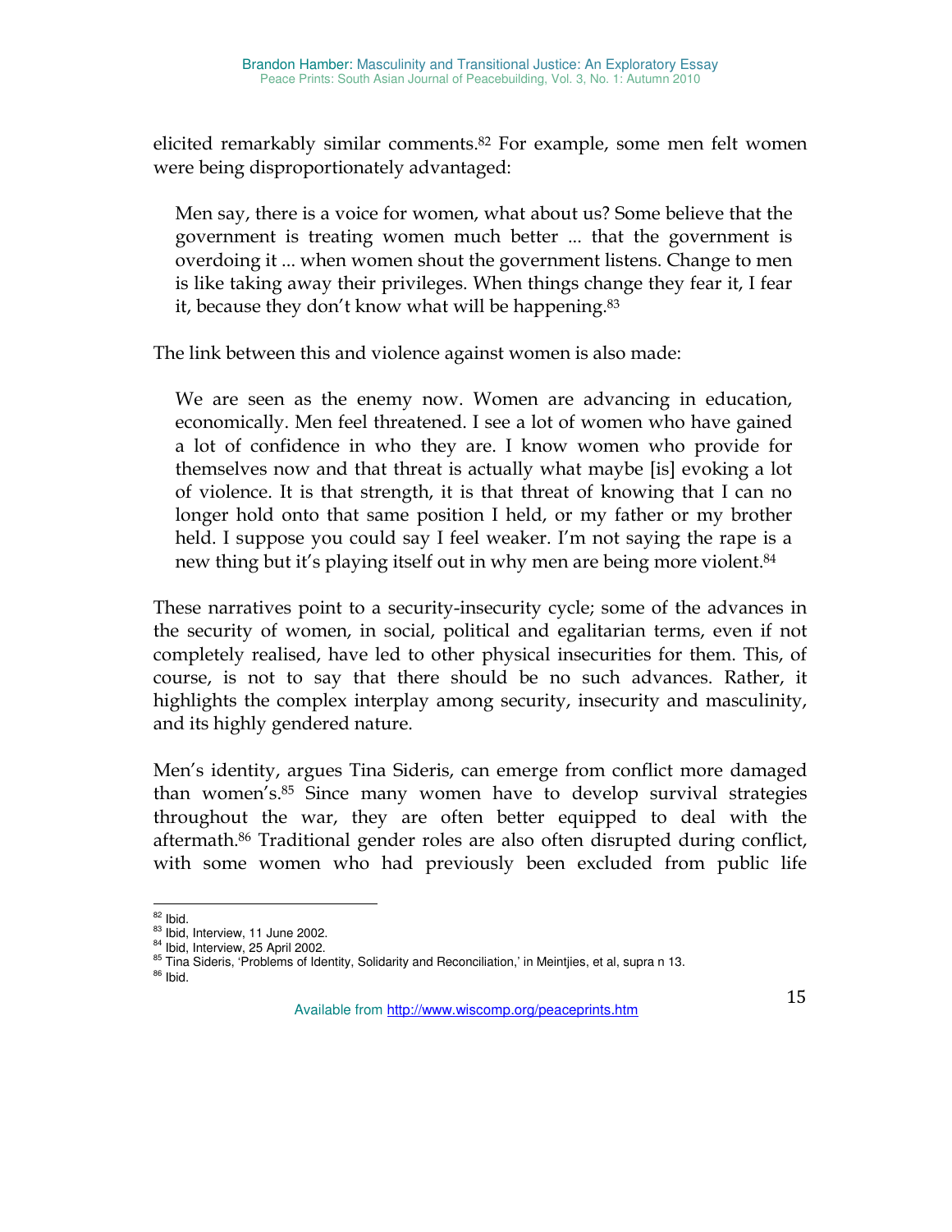elicited remarkably similar comments.[82] For example, some men felt women were being disproportionately advantaged:

> Men say, there is a voice for women, what about us? Some believe that the government is treating women much better ... that the government is overdoing it ... when women shout the government listens. Change to men is like taking away their privileges. When things change they fear it, I fear it, because they don't know what will be happening.[83]

The link between this and violence against women is also made:

> We are seen as the enemy now. Women are advancing in education, economically. Men feel threatened. I see a lot of women who have gained a lot of confidence in who they are. I know women who provide for themselves now and that threat is actually what maybe [is] evoking a lot of violence. It is that strength, it is that threat of knowing that I can no longer hold onto that same position I held, or my father or my brother held. I suppose you could say I feel weaker. I'm not saying the rape is a new thing but it's playing itself out in why men are being more violent.[84]

These narratives point to a security-insecurity cycle; some of the advances in the security of women, in social, political and egalitarian terms, even if not completely realised, have led to other physical insecurities for them. This, of course, is not to say that there should be no such advances. Rather, it highlights the complex interplay among security, insecurity and masculinity, and its highly gendered nature.

Men's identity, argues Tina Sideris, can emerge from conflict more damaged than women's.[85] Since many women have to develop survival strategies throughout the war, they are often better equipped to deal with the aftermath.[86] Traditional gender roles are also often disrupted during conflict, with some women who had previously been excluded from public life

---

[82] Ibid.
[83] Ibid, Interview, 11 June 2002.
[84] Ibid, Interview, 25 April 2002.
[85] Tina Sideris, 'Problems of Identity, Solidarity and Reconciliation,' in Meintjies, et al, supra n 13.
[86] Ibid.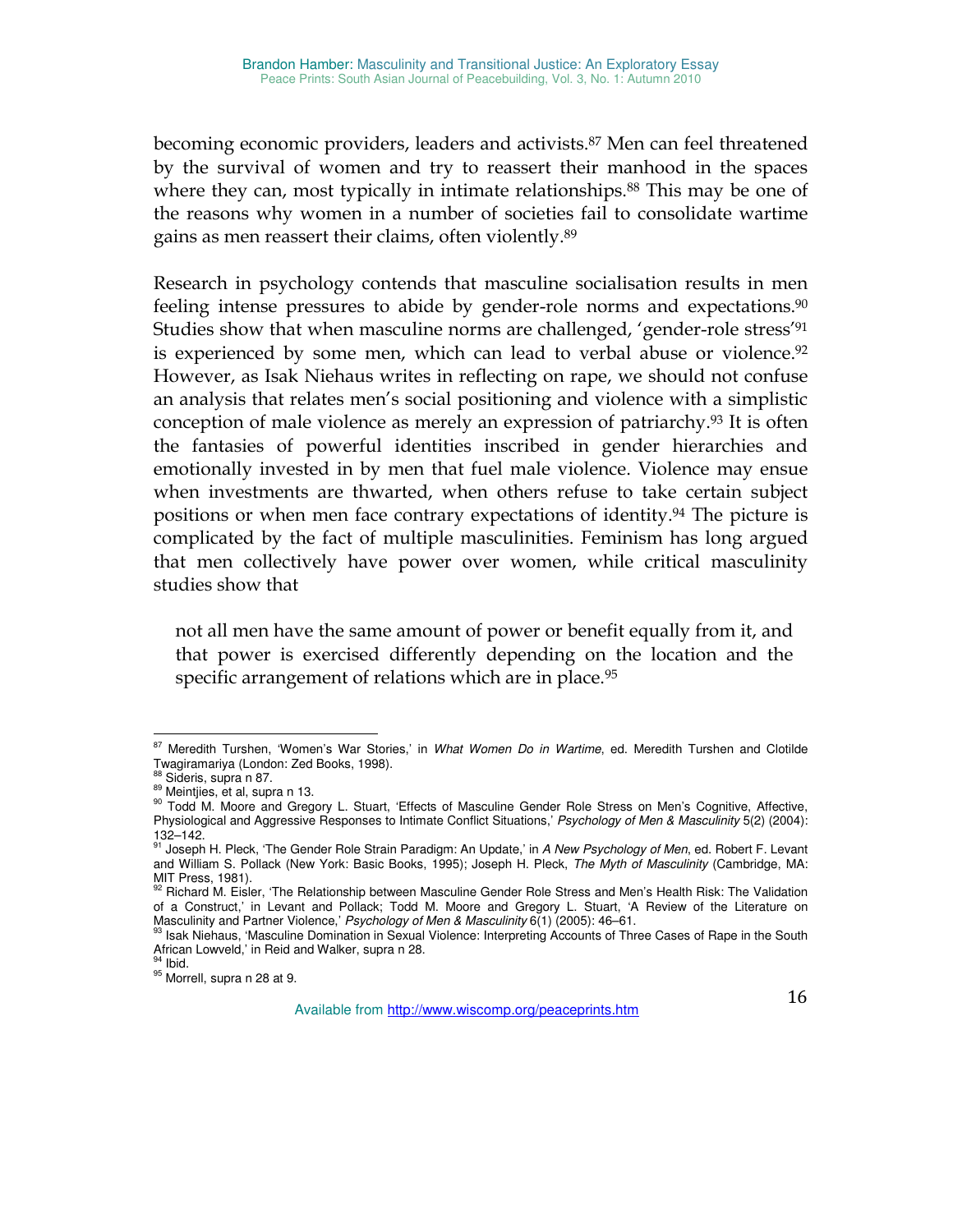becoming economic providers, leaders and activists.[87] Men can feel threatened by the survival of women and try to reassert their manhood in the spaces where they can, most typically in intimate relationships.[88] This may be one of the reasons why women in a number of societies fail to consolidate wartime gains as men reassert their claims, often violently.[89]

Research in psychology contends that masculine socialisation results in men feeling intense pressures to abide by gender-role norms and expectations.[90] Studies show that when masculine norms are challenged, 'gender-role stress'[91] is experienced by some men, which can lead to verbal abuse or violence.[92] However, as Isak Niehaus writes in reflecting on rape, we should not confuse an analysis that relates men's social positioning and violence with a simplistic conception of male violence as merely an expression of patriarchy.[93] It is often the fantasies of powerful identities inscribed in gender hierarchies and emotionally invested in by men that fuel male violence. Violence may ensue when investments are thwarted, when others refuse to take certain subject positions or when men face contrary expectations of identity.[94] The picture is complicated by the fact of multiple masculinities. Feminism has long argued that men collectively have power over women, while critical masculinity studies show that

> not all men have the same amount of power or benefit equally from it, and that power is exercised differently depending on the location and the specific arrangement of relations which are in place.[95]

---

[87] Meredith Turshen, 'Women's War Stories,' in *What Women Do in Wartime*, ed. Meredith Turshen and Clotilde Twagiramariya (London: Zed Books, 1998).

[88] Sideris, supra n 87.

[89] Meintjies, et al, supra n 13.

[90] Todd M. Moore and Gregory L. Stuart, 'Effects of Masculine Gender Role Stress on Men's Cognitive, Affective, Physiological and Aggressive Responses to Intimate Conflict Situations,' *Psychology of Men & Masculinity* 5(2) (2004): 132–142.

[91] Joseph H. Pleck, 'The Gender Role Strain Paradigm: An Update,' in *A New Psychology of Men*, ed. Robert F. Levant and William S. Pollack (New York: Basic Books, 1995); Joseph H. Pleck, *The Myth of Masculinity* (Cambridge, MA: MIT Press, 1981).

[92] Richard M. Eisler, 'The Relationship between Masculine Gender Role Stress and Men's Health Risk: The Validation of a Construct,' in Levant and Pollack; Todd M. Moore and Gregory L. Stuart, 'A Review of the Literature on Masculinity and Partner Violence,' *Psychology of Men & Masculinity* 6(1) (2005): 46–61.

[93] Isak Niehaus, 'Masculine Domination in Sexual Violence: Interpreting Accounts of Three Cases of Rape in the South African Lowveld,' in Reid and Walker, supra n 28.

[94] Ibid.

[95] Morrell, supra n 28 at 9.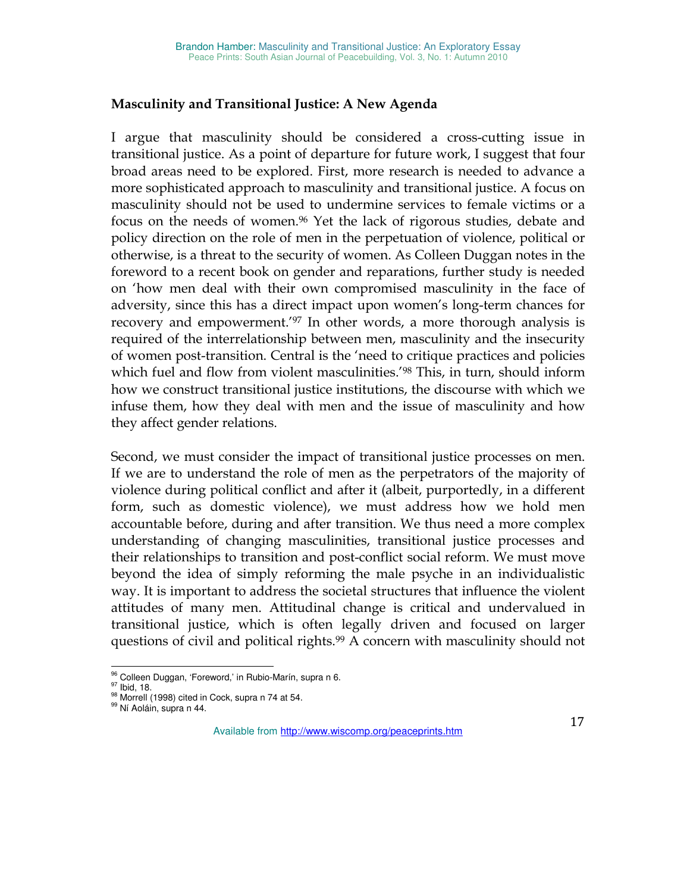## Masculinity and Transitional Justice: A New Agenda

I argue that masculinity should be considered a cross-cutting issue in transitional justice. As a point of departure for future work, I suggest that four broad areas need to be explored. First, more research is needed to advance a more sophisticated approach to masculinity and transitional justice. A focus on masculinity should not be used to undermine services to female victims or a focus on the needs of women.[96] Yet the lack of rigorous studies, debate and policy direction on the role of men in the perpetuation of violence, political or otherwise, is a threat to the security of women. As Colleen Duggan notes in the foreword to a recent book on gender and reparations, further study is needed on 'how men deal with their own compromised masculinity in the face of adversity, since this has a direct impact upon women's long-term chances for recovery and empowerment.'[97] In other words, a more thorough analysis is required of the interrelationship between men, masculinity and the insecurity of women post-transition. Central is the 'need to critique practices and policies which fuel and flow from violent masculinities.'[98] This, in turn, should inform how we construct transitional justice institutions, the discourse with which we infuse them, how they deal with men and the issue of masculinity and how they affect gender relations.

Second, we must consider the impact of transitional justice processes on men. If we are to understand the role of men as the perpetrators of the majority of violence during political conflict and after it (albeit, purportedly, in a different form, such as domestic violence), we must address how we hold men accountable before, during and after transition. We thus need a more complex understanding of changing masculinities, transitional justice processes and their relationships to transition and post-conflict social reform. We must move beyond the idea of simply reforming the male psyche in an individualistic way. It is important to address the societal structures that influence the violent attitudes of many men. Attitudinal change is critical and undervalued in transitional justice, which is often legally driven and focused on larger questions of civil and political rights.[99] A concern with masculinity should not

---

[96] Colleen Duggan, 'Foreword,' in Rubio-Marín, supra n 6.
[97] Ibid, 18.
[98] Morrell (1998) cited in Cock, supra n 74 at 54.
[99] Ní Aoláin, supra n 44.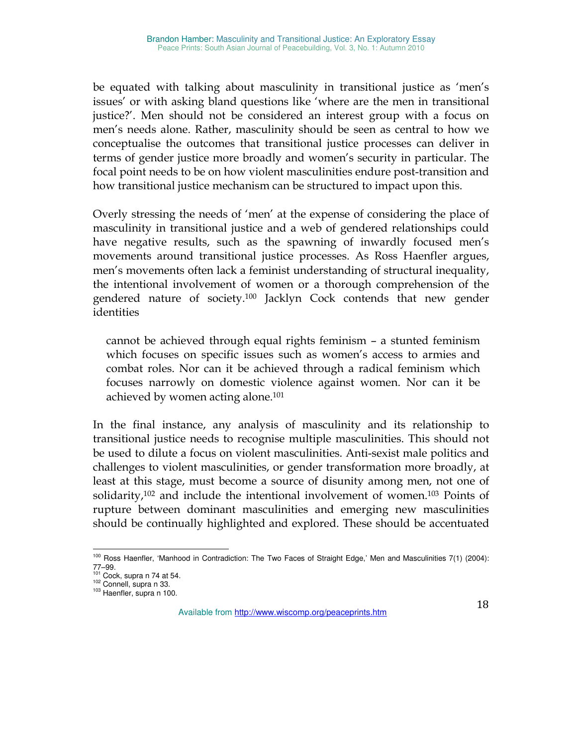be equated with talking about masculinity in transitional justice as 'men's issues' or with asking bland questions like 'where are the men in transitional justice?'. Men should not be considered an interest group with a focus on men's needs alone. Rather, masculinity should be seen as central to how we conceptualise the outcomes that transitional justice processes can deliver in terms of gender justice more broadly and women's security in particular. The focal point needs to be on how violent masculinities endure post-transition and how transitional justice mechanism can be structured to impact upon this.

Overly stressing the needs of 'men' at the expense of considering the place of masculinity in transitional justice and a web of gendered relationships could have negative results, such as the spawning of inwardly focused men's movements around transitional justice processes. As Ross Haenfler argues, men's movements often lack a feminist understanding of structural inequality, the intentional involvement of women or a thorough comprehension of the gendered nature of society.[100] Jacklyn Cock contends that new gender identities

> cannot be achieved through equal rights feminism – a stunted feminism which focuses on specific issues such as women's access to armies and combat roles. Nor can it be achieved through a radical feminism which focuses narrowly on domestic violence against women. Nor can it be achieved by women acting alone.[101]

In the final instance, any analysis of masculinity and its relationship to transitional justice needs to recognise multiple masculinities. This should not be used to dilute a focus on violent masculinities. Anti-sexist male politics and challenges to violent masculinities, or gender transformation more broadly, at least at this stage, must become a source of disunity among men, not one of solidarity,[102] and include the intentional involvement of women.[103] Points of rupture between dominant masculinities and emerging new masculinities should be continually highlighted and explored. These should be accentuated

---

[100] Ross Haenfler, 'Manhood in Contradiction: The Two Faces of Straight Edge,' Men and Masculinities 7(1) (2004): 77–99.

[101] Cock, supra n 74 at 54.

[102] Connell, supra n 33.

[103] Haenfler, supra n 100.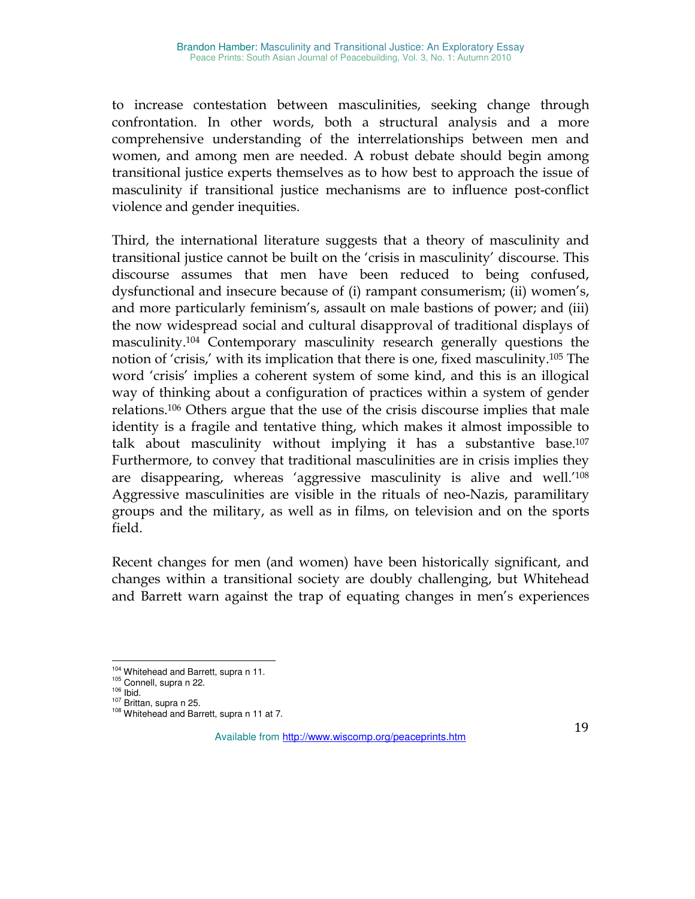to increase contestation between masculinities, seeking change through confrontation. In other words, both a structural analysis and a more comprehensive understanding of the interrelationships between men and women, and among men are needed. A robust debate should begin among transitional justice experts themselves as to how best to approach the issue of masculinity if transitional justice mechanisms are to influence post-conflict violence and gender inequities.

Third, the international literature suggests that a theory of masculinity and transitional justice cannot be built on the 'crisis in masculinity' discourse. This discourse assumes that men have been reduced to being confused, dysfunctional and insecure because of (i) rampant consumerism; (ii) women's, and more particularly feminism's, assault on male bastions of power; and (iii) the now widespread social and cultural disapproval of traditional displays of masculinity.[104] Contemporary masculinity research generally questions the notion of 'crisis,' with its implication that there is one, fixed masculinity.[105] The word 'crisis' implies a coherent system of some kind, and this is an illogical way of thinking about a configuration of practices within a system of gender relations.[106] Others argue that the use of the crisis discourse implies that male identity is a fragile and tentative thing, which makes it almost impossible to talk about masculinity without implying it has a substantive base.[107] Furthermore, to convey that traditional masculinities are in crisis implies they are disappearing, whereas 'aggressive masculinity is alive and well.'[108] Aggressive masculinities are visible in the rituals of neo-Nazis, paramilitary groups and the military, as well as in films, on television and on the sports field.

Recent changes for men (and women) have been historically significant, and changes within a transitional society are doubly challenging, but Whitehead and Barrett warn against the trap of equating changes in men's experiences

---

[104] Whitehead and Barrett, supra n 11.
[105] Connell, supra n 22.
[106] Ibid.
[107] Brittan, supra n 25.
[108] Whitehead and Barrett, supra n 11 at 7.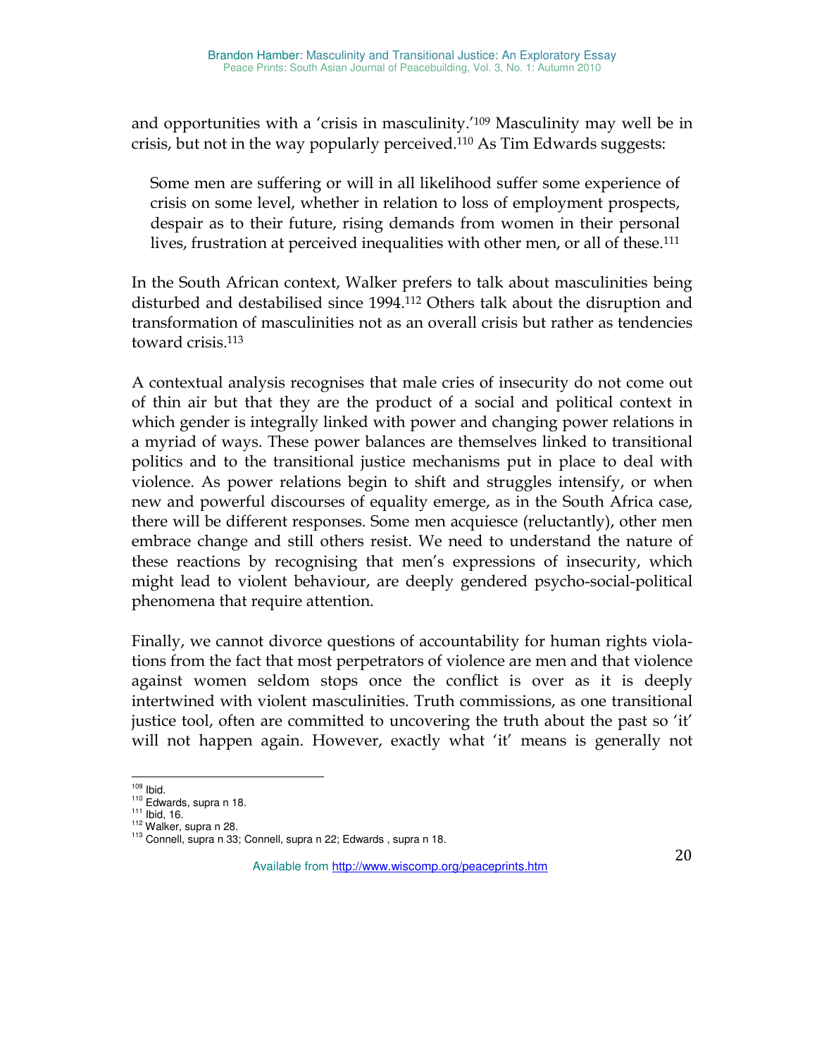and opportunities with a 'crisis in masculinity.'[109] Masculinity may well be in crisis, but not in the way popularly perceived.[110] As Tim Edwards suggests:

> Some men are suffering or will in all likelihood suffer some experience of crisis on some level, whether in relation to loss of employment prospects, despair as to their future, rising demands from women in their personal lives, frustration at perceived inequalities with other men, or all of these.[111]

In the South African context, Walker prefers to talk about masculinities being disturbed and destabilised since 1994.[112] Others talk about the disruption and transformation of masculinities not as an overall crisis but rather as tendencies toward crisis.[113]

A contextual analysis recognises that male cries of insecurity do not come out of thin air but that they are the product of a social and political context in which gender is integrally linked with power and changing power relations in a myriad of ways. These power balances are themselves linked to transitional politics and to the transitional justice mechanisms put in place to deal with violence. As power relations begin to shift and struggles intensify, or when new and powerful discourses of equality emerge, as in the South Africa case, there will be different responses. Some men acquiesce (reluctantly), other men embrace change and still others resist. We need to understand the nature of these reactions by recognising that men's expressions of insecurity, which might lead to violent behaviour, are deeply gendered psycho-social-political phenomena that require attention.

Finally, we cannot divorce questions of accountability for human rights violations from the fact that most perpetrators of violence are men and that violence against women seldom stops once the conflict is over as it is deeply intertwined with violent masculinities. Truth commissions, as one transitional justice tool, often are committed to uncovering the truth about the past so 'it' will not happen again. However, exactly what 'it' means is generally not

---

[109] Ibid.

[110] Edwards, supra n 18.

[111] Ibid, 16.

[112] Walker, supra n 28.

[113] Connell, supra n 33; Connell, supra n 22; Edwards , supra n 18.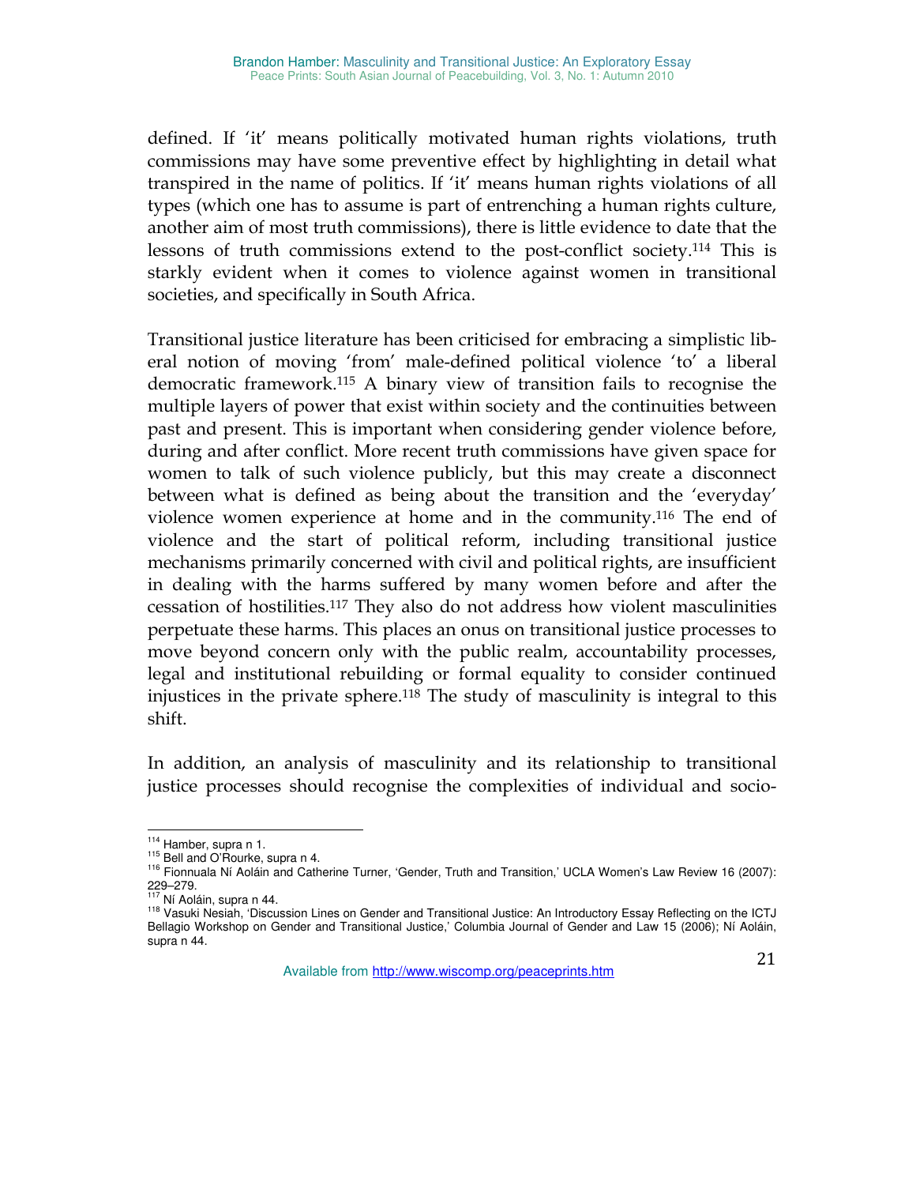defined. If 'it' means politically motivated human rights violations, truth commissions may have some preventive effect by highlighting in detail what transpired in the name of politics. If 'it' means human rights violations of all types (which one has to assume is part of entrenching a human rights culture, another aim of most truth commissions), there is little evidence to date that the lessons of truth commissions extend to the post-conflict society.[114] This is starkly evident when it comes to violence against women in transitional societies, and specifically in South Africa.

Transitional justice literature has been criticised for embracing a simplistic liberal notion of moving 'from' male-defined political violence 'to' a liberal democratic framework.[115] A binary view of transition fails to recognise the multiple layers of power that exist within society and the continuities between past and present. This is important when considering gender violence before, during and after conflict. More recent truth commissions have given space for women to talk of such violence publicly, but this may create a disconnect between what is defined as being about the transition and the 'everyday' violence women experience at home and in the community.[116] The end of violence and the start of political reform, including transitional justice mechanisms primarily concerned with civil and political rights, are insufficient in dealing with the harms suffered by many women before and after the cessation of hostilities.[117] They also do not address how violent masculinities perpetuate these harms. This places an onus on transitional justice processes to move beyond concern only with the public realm, accountability processes, legal and institutional rebuilding or formal equality to consider continued injustices in the private sphere.[118] The study of masculinity is integral to this shift.

In addition, an analysis of masculinity and its relationship to transitional justice processes should recognise the complexities of individual and socio-

---

[114] Hamber, supra n 1.

[115] Bell and O'Rourke, supra n 4.

[116] Fionnuala Ní Aoláin and Catherine Turner, 'Gender, Truth and Transition,' UCLA Women's Law Review 16 (2007): 229–279.

[117] Ní Aoláin, supra n 44.

[118] Vasuki Nesiah, 'Discussion Lines on Gender and Transitional Justice: An Introductory Essay Reflecting on the ICTJ Bellagio Workshop on Gender and Transitional Justice,' Columbia Journal of Gender and Law 15 (2006); Ní Aoláin, supra n 44.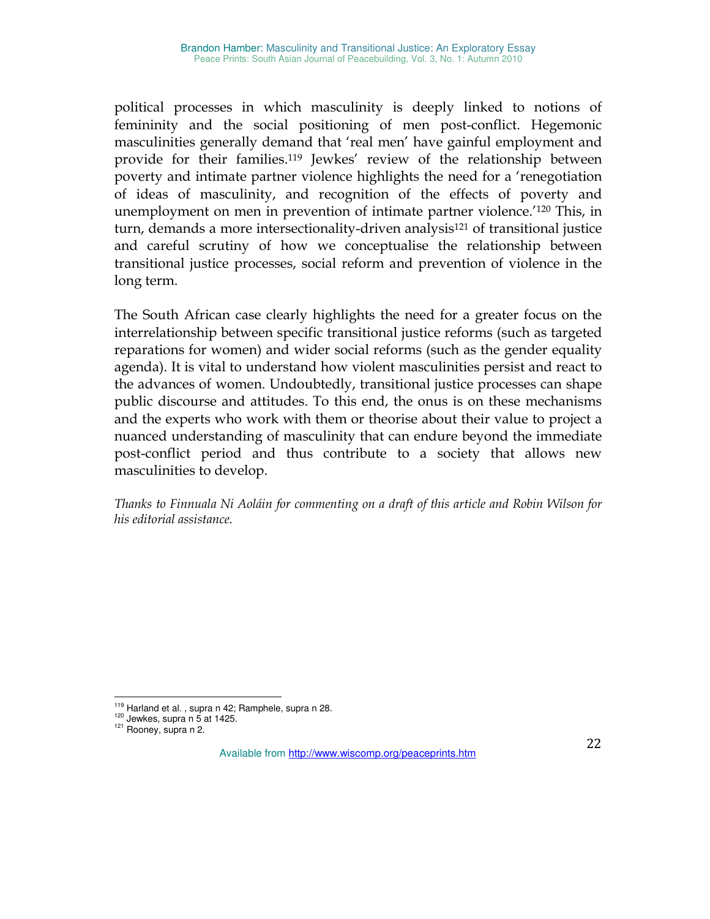political processes in which masculinity is deeply linked to notions of femininity and the social positioning of men post-conflict. Hegemonic masculinities generally demand that 'real men' have gainful employment and provide for their families.[119] Jewkes' review of the relationship between poverty and intimate partner violence highlights the need for a 'renegotiation of ideas of masculinity, and recognition of the effects of poverty and unemployment on men in prevention of intimate partner violence.'[120] This, in turn, demands a more intersectionality-driven analysis[121] of transitional justice and careful scrutiny of how we conceptualise the relationship between transitional justice processes, social reform and prevention of violence in the long term.

The South African case clearly highlights the need for a greater focus on the interrelationship between specific transitional justice reforms (such as targeted reparations for women) and wider social reforms (such as the gender equality agenda). It is vital to understand how violent masculinities persist and react to the advances of women. Undoubtedly, transitional justice processes can shape public discourse and attitudes. To this end, the onus is on these mechanisms and the experts who work with them or theorise about their value to project a nuanced understanding of masculinity that can endure beyond the immediate post-conflict period and thus contribute to a society that allows new masculinities to develop.

*Thanks to Finnuala Ni Aoláin for commenting on a draft of this article and Robin Wilson for his editorial assistance.*

---

[119] Harland et al. , supra n 42; Ramphele, supra n 28.
[120] Jewkes, supra n 5 at 1425.
[121] Rooney, supra n 2.